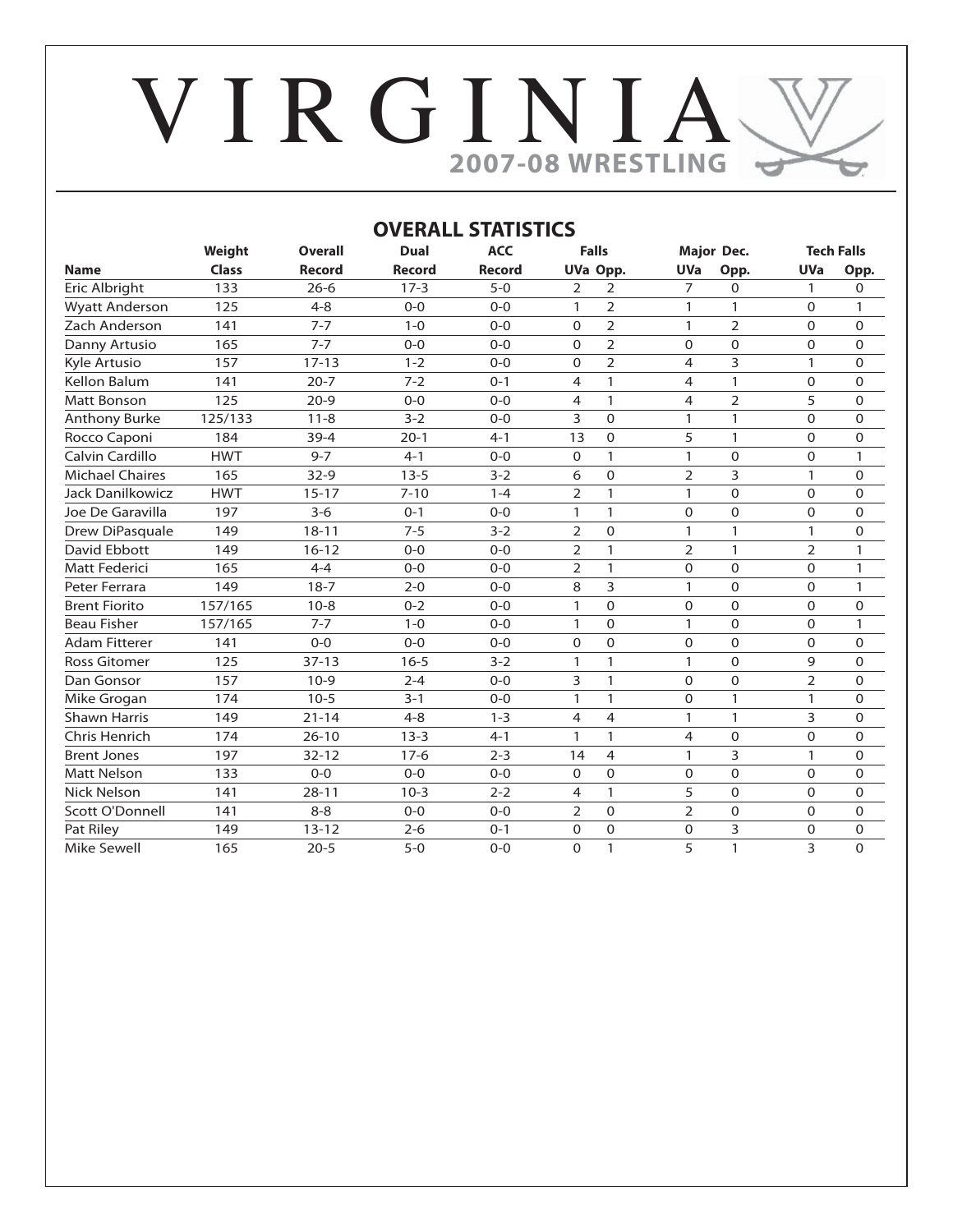# VIRGINIA

## 2007-08 WRESTLING

### OVERALL STATISTICS

| Name | Weight Class | Overall Record | Dual Record | ACC Record | Falls UVa | Falls Opp. | Major Dec. UVa | Major Dec. Opp. | Tech Falls UVa | Tech Falls Opp. |
|---|---|---|---|---|---|---|---|---|---|---|
| Eric Albright | 133 | 26-6 | 17-3 | 5-0 | 2 | 2 | 7 | 0 | 1 | 0 |
| Wyatt Anderson | 125 | 4-8 | 0-0 | 0-0 | 1 | 2 | 1 | 1 | 0 | 1 |
| Zach Anderson | 141 | 7-7 | 1-0 | 0-0 | 0 | 2 | 1 | 2 | 0 | 0 |
| Danny Artusio | 165 | 7-7 | 0-0 | 0-0 | 0 | 2 | 0 | 0 | 0 | 0 |
| Kyle Artusio | 157 | 17-13 | 1-2 | 0-0 | 0 | 2 | 4 | 3 | 1 | 0 |
| Kellon Balum | 141 | 20-7 | 7-2 | 0-1 | 4 | 1 | 4 | 1 | 0 | 0 |
| Matt Bonson | 125 | 20-9 | 0-0 | 0-0 | 4 | 1 | 4 | 2 | 5 | 0 |
| Anthony Burke | 125/133 | 11-8 | 3-2 | 0-0 | 3 | 0 | 1 | 1 | 0 | 0 |
| Rocco Caponi | 184 | 39-4 | 20-1 | 4-1 | 13 | 0 | 5 | 1 | 0 | 0 |
| Calvin Cardillo | HWT | 9-7 | 4-1 | 0-0 | 0 | 1 | 1 | 0 | 0 | 1 |
| Michael Chaires | 165 | 32-9 | 13-5 | 3-2 | 6 | 0 | 2 | 3 | 1 | 0 |
| Jack Danilkowicz | HWT | 15-17 | 7-10 | 1-4 | 2 | 1 | 1 | 0 | 0 | 0 |
| Joe De Garavilla | 197 | 3-6 | 0-1 | 0-0 | 1 | 1 | 0 | 0 | 0 | 0 |
| Drew DiPasquale | 149 | 18-11 | 7-5 | 3-2 | 2 | 0 | 1 | 1 | 1 | 0 |
| David Ebbott | 149 | 16-12 | 0-0 | 0-0 | 2 | 1 | 2 | 1 | 2 | 1 |
| Matt Federici | 165 | 4-4 | 0-0 | 0-0 | 2 | 1 | 0 | 0 | 0 | 1 |
| Peter Ferrara | 149 | 18-7 | 2-0 | 0-0 | 8 | 3 | 1 | 0 | 0 | 1 |
| Brent Fiorito | 157/165 | 10-8 | 0-2 | 0-0 | 1 | 0 | 0 | 0 | 0 | 0 |
| Beau Fisher | 157/165 | 7-7 | 1-0 | 0-0 | 1 | 0 | 1 | 0 | 0 | 1 |
| Adam Fitterer | 141 | 0-0 | 0-0 | 0-0 | 0 | 0 | 0 | 0 | 0 | 0 |
| Ross Gitomer | 125 | 37-13 | 16-5 | 3-2 | 1 | 1 | 1 | 0 | 9 | 0 |
| Dan Gonsor | 157 | 10-9 | 2-4 | 0-0 | 3 | 1 | 0 | 0 | 2 | 0 |
| Mike Grogan | 174 | 10-5 | 3-1 | 0-0 | 1 | 1 | 0 | 1 | 1 | 0 |
| Shawn Harris | 149 | 21-14 | 4-8 | 1-3 | 4 | 4 | 1 | 1 | 3 | 0 |
| Chris Henrich | 174 | 26-10 | 13-3 | 4-1 | 1 | 1 | 4 | 0 | 0 | 0 |
| Brent Jones | 197 | 32-12 | 17-6 | 2-3 | 14 | 4 | 1 | 3 | 1 | 0 |
| Matt Nelson | 133 | 0-0 | 0-0 | 0-0 | 0 | 0 | 0 | 0 | 0 | 0 |
| Nick Nelson | 141 | 28-11 | 10-3 | 2-2 | 4 | 1 | 5 | 0 | 0 | 0 |
| Scott O'Donnell | 141 | 8-8 | 0-0 | 0-0 | 2 | 0 | 2 | 0 | 0 | 0 |
| Pat Riley | 149 | 13-12 | 2-6 | 0-1 | 0 | 0 | 0 | 3 | 0 | 0 |
| Mike Sewell | 165 | 20-5 | 5-0 | 0-0 | 0 | 1 | 5 | 1 | 3 | 0 |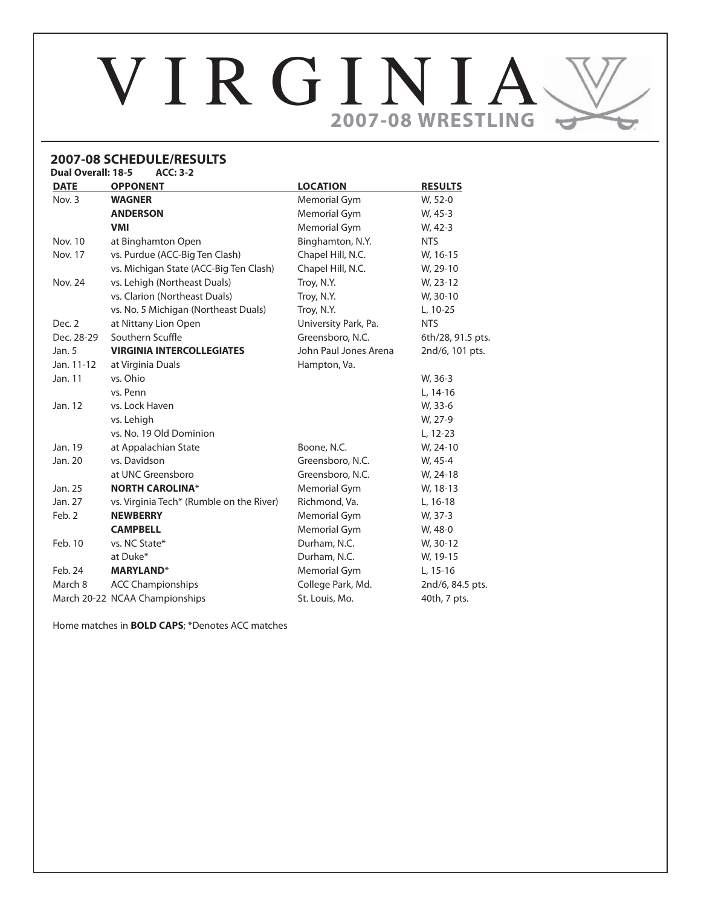# VIRGINIA

## 2007-08 WRESTLING

### 2007-08 SCHEDULE/RESULTS

**Dual Overall: 18-5 ACC: 3-2**

| DATE | OPPONENT | LOCATION | RESULTS |
|---|---|---|---|
| Nov. 3 | **WAGNER** | Memorial Gym | W, 52-0 |
| | **ANDERSON** | Memorial Gym | W, 45-3 |
| | **VMI** | Memorial Gym | W, 42-3 |
| Nov. 10 | at Binghamton Open | Binghamton, N.Y. | NTS |
| Nov. 17 | vs. Purdue (ACC-Big Ten Clash) | Chapel Hill, N.C. | W, 16-15 |
| | vs. Michigan State (ACC-Big Ten Clash) | Chapel Hill, N.C. | W, 29-10 |
| Nov. 24 | vs. Lehigh (Northeast Duals) | Troy, N.Y. | W, 23-12 |
| | vs. Clarion (Northeast Duals) | Troy, N.Y. | W, 30-10 |
| | vs. No. 5 Michigan (Northeast Duals) | Troy, N.Y. | L, 10-25 |
| Dec. 2 | at Nittany Lion Open | University Park, Pa. | NTS |
| Dec. 28-29 | Southern Scuffle | Greensboro, N.C. | 6th/28, 91.5 pts. |
| Jan. 5 | **VIRGINIA INTERCOLLEGIATES** | John Paul Jones Arena | 2nd/6, 101 pts. |
| Jan. 11-12 | at Virginia Duals | Hampton, Va. | |
| Jan. 11 | vs. Ohio | | W, 36-3 |
| | vs. Penn | | L, 14-16 |
| Jan. 12 | vs. Lock Haven | | W, 33-6 |
| | vs. Lehigh | | W, 27-9 |
| | vs. No. 19 Old Dominion | | L, 12-23 |
| Jan. 19 | at Appalachian State | Boone, N.C. | W, 24-10 |
| Jan. 20 | vs. Davidson | Greensboro, N.C. | W, 45-4 |
| | at UNC Greensboro | Greensboro, N.C. | W, 24-18 |
| Jan. 25 | **NORTH CAROLINA*** | Memorial Gym | W, 18-13 |
| Jan. 27 | vs. Virginia Tech* (Rumble on the River) | Richmond, Va. | L, 16-18 |
| Feb. 2 | **NEWBERRY** | Memorial Gym | W, 37-3 |
| | **CAMPBELL** | Memorial Gym | W, 48-0 |
| Feb. 10 | vs. NC State* | Durham, N.C. | W, 30-12 |
| | at Duke* | Durham, N.C. | W, 19-15 |
| Feb. 24 | **MARYLAND*** | Memorial Gym | L, 15-16 |
| March 8 | ACC Championships | College Park, Md. | 2nd/6, 84.5 pts. |
| March 20-22 | NCAA Championships | St. Louis, Mo. | 40th, 7 pts. |

Home matches in **BOLD CAPS**; *Denotes ACC matches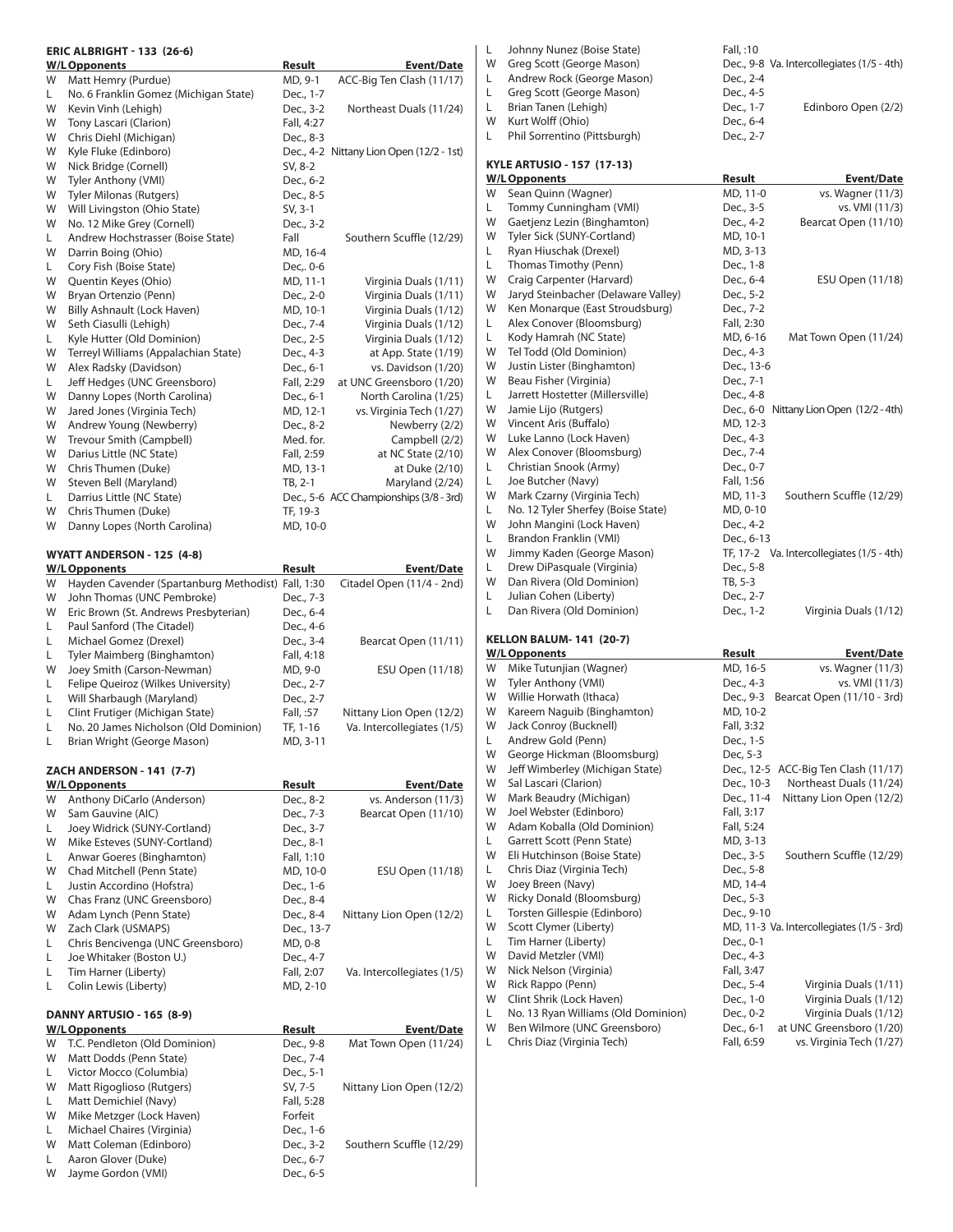### ERIC ALBRIGHT - 133 (26-6)

| W/L | Opponents | Result | Event/Date |
|---|---|---|---|
| W | Matt Hemry (Purdue) | MD, 9-1 | ACC-Big Ten Clash (11/17) |
| L | No. 6 Franklin Gomez (Michigan State) | Dec., 1-7 | |
| W | Kevin Vinh (Lehigh) | Dec., 3-2 | Northeast Duals (11/24) |
| W | Tony Lascari (Clarion) | Fall, 4:27 | |
| W | Chris Diehl (Michigan) | Dec., 8-3 | |
| W | Kyle Fluke (Edinboro) | Dec., 4-2 | Nittany Lion Open (12/2 - 1st) |
| W | Nick Bridge (Cornell) | SV, 8-2 | |
| W | Tyler Anthony (VMI) | Dec., 6-2 | |
| W | Tyler Milonas (Rutgers) | Dec., 8-5 | |
| W | Will Livingston (Ohio State) | SV, 3-1 | |
| W | No. 12 Mike Grey (Cornell) | Dec., 3-2 | |
| L | Andrew Hochstrasser (Boise State) | Fall | Southern Scuffle (12/29) |
| W | Darrin Boing (Ohio) | MD, 16-4 | |
| L | Cory Fish (Boise State) | Dec,. 0-6 | |
| W | Quentin Keyes (Ohio) | MD, 11-1 | Virginia Duals (1/11) |
| W | Bryan Ortenzio (Penn) | Dec., 2-0 | Virginia Duals (1/11) |
| W | Billy Ashnault (Lock Haven) | MD, 10-1 | Virginia Duals (1/12) |
| W | Seth Ciasulli (Lehigh) | Dec., 7-4 | Virginia Duals (1/12) |
| L | Kyle Hutter (Old Dominion) | Dec., 2-5 | Virginia Duals (1/12) |
| W | Terreyl Williams (Appalachian State) | Dec., 4-3 | at App. State (1/19) |
| W | Alex Radsky (Davidson) | Dec., 6-1 | vs. Davidson (1/20) |
| L | Jeff Hedges (UNC Greensboro) | Fall, 2:29 | at UNC Greensboro (1/20) |
| W | Danny Lopes (North Carolina) | Dec., 6-1 | North Carolina (1/25) |
| W | Jared Jones (Virginia Tech) | MD, 12-1 | vs. Virginia Tech (1/27) |
| W | Andrew Young (Newberry) | Dec., 8-2 | Newberry (2/2) |
| W | Trevour Smith (Campbell) | Med. for. | Campbell (2/2) |
| W | Darius Little (NC State) | Fall, 2:59 | at NC State (2/10) |
| W | Chris Thumen (Duke) | MD, 13-1 | at Duke (2/10) |
| W | Steven Bell (Maryland) | TB, 2-1 | Maryland (2/24) |
| L | Darrius Little (NC State) | Dec., 5-6 | ACC Championships (3/8 - 3rd) |
| W | Chris Thumen (Duke) | TF, 19-3 | |
| W | Danny Lopes (North Carolina) | MD, 10-0 | |

### WYATT ANDERSON - 125 (4-8)

| W/L | Opponents | Result | Event/Date |
|---|---|---|---|
| W | Hayden Cavender (Spartanburg Methodist) | Fall, 1:30 | Citadel Open (11/4 - 2nd) |
| W | John Thomas (UNC Pembroke) | Dec., 7-3 | |
| W | Eric Brown (St. Andrews Presbyterian) | Dec., 6-4 | |
| L | Paul Sanford (The Citadel) | Dec., 4-6 | |
| L | Michael Gomez (Drexel) | Dec., 3-4 | Bearcat Open (11/11) |
| L | Tyler Maimberg (Binghamton) | Fall, 4:18 | |
| W | Joey Smith (Carson-Newman) | MD, 9-0 | ESU Open (11/18) |
| L | Felipe Queiroz (Wilkes University) | Dec., 2-7 | |
| L | Will Sharbaugh (Maryland) | Dec., 2-7 | |
| L | Clint Frutiger (Michigan State) | Fall, :57 | Nittany Lion Open (12/2) |
| L | No. 20 James Nicholson (Old Dominion) | TF, 1-16 | Va. Intercollegiates (1/5) |
| L | Brian Wright (George Mason) | MD, 3-11 | |

### ZACH ANDERSON - 141 (7-7)

| W/L | Opponents | Result | Event/Date |
|---|---|---|---|
| W | Anthony DiCarlo (Anderson) | Dec., 8-2 | vs. Anderson (11/3) |
| W | Sam Gauvine (AIC) | Dec., 7-3 | Bearcat Open (11/10) |
| L | Joey Widrick (SUNY-Cortland) | Dec., 3-7 | |
| W | Mike Esteves (SUNY-Cortland) | Dec., 8-1 | |
| L | Anwar Goeres (Binghamton) | Fall, 1:10 | |
| W | Chad Mitchell (Penn State) | MD, 10-0 | ESU Open (11/18) |
| L | Justin Accordino (Hofstra) | Dec., 1-6 | |
| W | Chas Franz (UNC Greensboro) | Dec., 8-4 | |
| W | Adam Lynch (Penn State) | Dec., 8-4 | Nittany Lion Open (12/2) |
| W | Zach Clark (USMAPS) | Dec., 13-7 | |
| L | Chris Bencivenga (UNC Greensboro) | MD, 0-8 | |
| L | Joe Whitaker (Boston U.) | Dec., 4-7 | |
| L | Tim Harner (Liberty) | Fall, 2:07 | Va. Intercollegiates (1/5) |
| L | Colin Lewis (Liberty) | MD, 2-10 | |

### DANNY ARTUSIO - 165 (8-9)

| W/L | Opponents | Result | Event/Date |
|---|---|---|---|
| W | T.C. Pendleton (Old Dominion) | Dec., 9-8 | Mat Town Open (11/24) |
| W | Matt Dodds (Penn State) | Dec., 7-4 | |
| L | Victor Mocco (Columbia) | Dec., 5-1 | |
| W | Matt Rigoglioso (Rutgers) | SV, 7-5 | Nittany Lion Open (12/2) |
| L | Matt Demichiel (Navy) | Fall, 5:28 | |
| W | Mike Metzger (Lock Haven) | Forfeit | |
| L | Michael Chaires (Virginia) | Dec., 1-6 | |
| W | Matt Coleman (Edinboro) | Dec., 3-2 | Southern Scuffle (12/29) |
| L | Aaron Glover (Duke) | Dec., 6-7 | |
| W | Jayme Gordon (VMI) | Dec., 6-5 | |
| L | Johnny Nunez (Boise State) | Fall, :10 | |
| W | Greg Scott (George Mason) | Dec., 9-8 | Va. Intercollegiates (1/5 - 4th) |
| L | Andrew Rock (George Mason) | Dec., 2-4 | |
| L | Greg Scott (George Mason) | Dec., 4-5 | |
| L | Brian Tanen (Lehigh) | Dec., 1-7 | Edinboro Open (2/2) |
| W | Kurt Wolff (Ohio) | Dec., 6-4 | |
| L | Phil Sorrentino (Pittsburgh) | Dec., 2-7 | |

### KYLE ARTUSIO - 157 (17-13)

| W/L | Opponents | Result | Event/Date |
|---|---|---|---|
| W | Sean Quinn (Wagner) | MD, 11-0 | vs. Wagner (11/3) |
| L | Tommy Cunningham (VMI) | Dec., 3-5 | vs. VMI (11/3) |
| W | Gaetjenz Lezin (Binghamton) | Dec., 4-2 | Bearcat Open (11/10) |
| W | Tyler Sick (SUNY-Cortland) | MD, 10-1 | |
| L | Ryan Hiuschak (Drexel) | MD, 3-13 | |
| L | Thomas Timothy (Penn) | Dec., 1-8 | |
| W | Craig Carpenter (Harvard) | Dec., 6-4 | ESU Open (11/18) |
| W | Jaryd Steinbacher (Delaware Valley) | Dec., 5-2 | |
| W | Ken Monarque (East Stroudsburg) | Dec., 7-2 | |
| L | Alex Conover (Bloomsburg) | Fall, 2:30 | |
| L | Kody Hamrah (NC State) | MD, 6-16 | Mat Town Open (11/24) |
| W | Tel Todd (Old Dominion) | Dec., 4-3 | |
| W | Justin Lister (Binghamton) | Dec., 13-6 | |
| W | Beau Fisher (Virginia) | Dec., 7-1 | |
| L | Jarrett Hostetter (Millersville) | Dec., 4-8 | |
| W | Jamie Lijo (Rutgers) | Dec., 6-0 | Nittany Lion Open (12/2 - 4th) |
| W | Vincent Aris (Buffalo) | MD, 12-3 | |
| W | Luke Lanno (Lock Haven) | Dec., 4-3 | |
| W | Alex Conover (Bloomsburg) | Dec., 7-4 | |
| L | Christian Snook (Army) | Dec., 0-7 | |
| L | Joe Butcher (Navy) | Fall, 1:56 | |
| W | Mark Czarny (Virginia Tech) | MD, 11-3 | Southern Scuffle (12/29) |
| L | No. 12 Tyler Sherfey (Boise State) | MD, 0-10 | |
| W | John Mangini (Lock Haven) | Dec., 4-2 | |
| L | Brandon Franklin (VMI) | Dec., 6-13 | |
| W | Jimmy Kaden (George Mason) | TF, 17-2 | Va. Intercollegiates (1/5 - 4th) |
| L | Drew DiPasquale (Virginia) | Dec., 5-8 | |
| W | Dan Rivera (Old Dominion) | TB, 5-3 | |
| L | Julian Cohen (Liberty) | Dec., 2-7 | |
| L | Dan Rivera (Old Dominion) | Dec., 1-2 | Virginia Duals (1/12) |

### KELLON BALUM- 141 (20-7)

| W/L | Opponents | Result | Event/Date |
|---|---|---|---|
| W | Mike Tutunjian (Wagner) | MD, 16-5 | vs. Wagner (11/3) |
| W | Tyler Anthony (VMI) | Dec., 4-3 | vs. VMI (11/3) |
| W | Willie Horwath (Ithaca) | Dec., 9-3 | Bearcat Open (11/10 - 3rd) |
| W | Kareem Naguib (Binghamton) | MD, 10-2 | |
| W | Jack Conroy (Bucknell) | Fall, 3:32 | |
| L | Andrew Gold (Penn) | Dec., 1-5 | |
| W | George Hickman (Bloomsburg) | Dec, 5-3 | |
| W | Jeff Wimberley (Michigan State) | Dec., 12-5 | ACC-Big Ten Clash (11/17) |
| W | Sal Lascari (Clarion) | Dec., 10-3 | Northeast Duals (11/24) |
| W | Mark Beaudry (Michigan) | Dec., 11-4 | Nittany Lion Open (12/2) |
| W | Joel Webster (Edinboro) | Fall, 3:17 | |
| W | Adam Koballa (Old Dominion) | Fall, 5:24 | |
| L | Garrett Scott (Penn State) | MD, 3-13 | |
| W | Eli Hutchinson (Boise State) | Dec., 3-5 | Southern Scuffle (12/29) |
| L | Chris Diaz (Virginia Tech) | Dec., 5-8 | |
| W | Joey Breen (Navy) | MD, 14-4 | |
| W | Ricky Donald (Bloomsburg) | Dec., 5-3 | |
| L | Torsten Gillespie (Edinboro) | Dec., 9-10 | |
| W | Scott Clymer (Liberty) | MD, 11-3 | Va. Intercollegiates (1/5 - 3rd) |
| L | Tim Harner (Liberty) | Dec., 0-1 | |
| W | David Metzler (VMI) | Dec., 4-3 | |
| W | Nick Nelson (Virginia) | Fall, 3:47 | |
| W | Rick Rappo (Penn) | Dec., 5-4 | Virginia Duals (1/11) |
| W | Clint Shrik (Lock Haven) | Dec., 1-0 | Virginia Duals (1/12) |
| L | No. 13 Ryan Williams (Old Dominion) | Dec., 0-2 | Virginia Duals (1/12) |
| W | Ben Wilmore (UNC Greensboro) | Dec., 6-1 | at UNC Greensboro (1/20) |
| L | Chris Diaz (Virginia Tech) | Fall, 6:59 | vs. Virginia Tech (1/27) |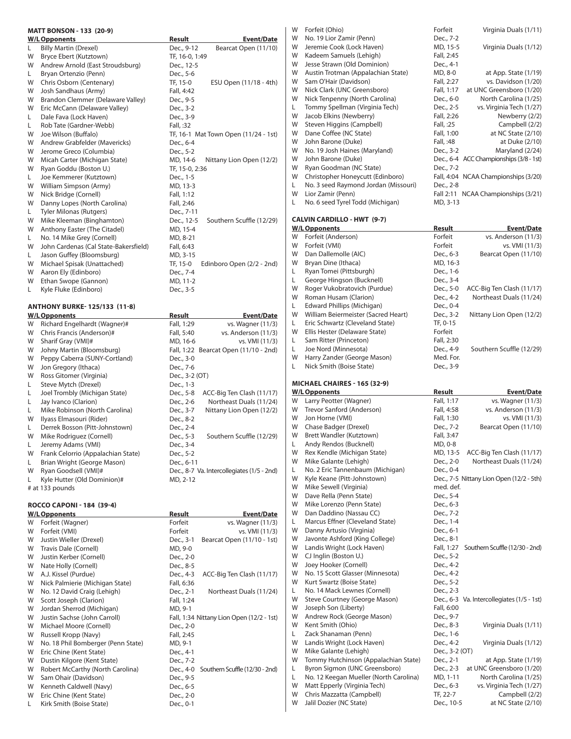### MATT BONSON - 133 (20-9)

| W/L | Opponents | Result | Event/Date |
|---|---|---|---|
| L | Billy Martin (Drexel) | Dec., 9-12 | Bearcat Open (11/10) |
| W | Bryce Ebert (Kutztown) | TF, 16-0, 1:49 | |
| W | Andrew Arnold (East Stroudsburg) | Dec., 12-5 | |
| L | Bryan Ortenzio (Penn) | Dec., 5-6 | |
| W | Chris Osborn (Centenary) | TF, 15-0 | ESU Open (11/18 - 4th) |
| W | Josh Sandhaus (Army) | Fall, 4:42 | |
| W | Brandon Clemmer (Delaware Valley) | Dec., 9-5 | |
| W | Eric McCann (Delaware Valley) | Dec., 3-2 | |
| L | Dale Fava (Lock Haven) | Dec., 3-9 | |
| L | Rob Tate (Gardner-Webb) | Fall, :32 | |
| W | Joe Wilson (Buffalo) | TF, 16-1 | Mat Town Open (11/24 - 1st) |
| W | Andrew Grabfelder (Mavericks) | Dec., 6-4 | |
| W | Jerome Greco (Columbia) | Dec., 5-2 | |
| W | Micah Carter (Michigan State) | MD, 14-6 | Nittany Lion Open (12/2) |
| W | Ryan Goddu (Boston U.) | TF, 15-0, 2:36 | |
| L | Joe Kemmerer (Kutztown) | Dec., 1-5 | |
| W | William Simpson (Army) | MD, 13-3 | |
| W | Nick Bridge (Cornell) | Fall, 1:12 | |
| W | Danny Lopes (North Carolina) | Fall, 2:46 | |
| L | Tyler Milonas (Rutgers) | Dec., 7-11 | |
| W | Mike Kleeman (Binghamton) | Dec., 12-5 | Southern Scuffle (12/29) |
| W | Anthony Easter (The Citadel) | MD, 15-4 | |
| L | No. 14 Mike Grey (Cornell) | MD, 8-21 | |
| W | John Cardenas (Cal State-Bakersfield) | Fall, 6:43 | |
| L | Jason Guffey (Bloomsburg) | MD, 3-15 | |
| W | Michael Spisak (Unattached) | TF, 15-0 | Edinboro Open (2/2 - 2nd) |
| W | Aaron Ely (Edinboro) | Dec., 7-4 | |
| W | Ethan Swope (Gannon) | MD, 11-2 | |
| L | Kyle Fluke (Edinboro) | Dec., 3-5 | |

### ANTHONY BURKE- 125/133 (11-8)

| W/L | Opponents | Result | Event/Date |
|---|---|---|---|
| W | Richard Engelhardt (Wagner)# | Fall, 1:29 | vs. Wagner (11/3) |
| W | Chris Francis (Anderson)# | Fall, 5:40 | vs. Anderson (11/3) |
| W | Sharif Gray (VMI)# | MD, 16-6 | vs. VMI (11/3) |
| W | Johny Martin (Bloomsburg) | Fall, 1:22 | Bearcat Open (11/10 - 2nd) |
| W | Peppy Caberra (SUNY-Cortland) | Dec., 3-0 | |
| W | Jon Gregory (Ithaca) | Dec., 7-6 | |
| W | Ross Gitomer (Virginia) | Dec., 3-2 (OT) | |
| L | Steve Mytch (Drexel) | Dec., 1-3 | |
| L | Joel Trombly (Michigan State) | Dec., 5-8 | ACC-Big Ten Clash (11/17) |
| L | Jay Ivanco (Clarion) | Dec., 2-6 | Northeast Duals (11/24) |
| L | Mike Robinson (North Carolina) | Dec., 3-7 | Nittany Lion Open (12/2) |
| W | Ilyass Elmasouri (Rider) | Dec., 8-2 | |
| L | Derrek Bosson (Pitt-Johnstown) | Dec., 2-4 | |
| W | Mike Rodriguez (Cornell) | Dec., 5-3 | Southern Scuffle (12/29) |
| L | Jeremy Adams (VMI) | Dec., 3-4 | |
| W | Frank Celorio (Appalachian State) | Dec., 5-2 | |
| L | Brian Wright (George Mason) | Dec., 6-11 | |
| W | Ryan Goodsell (VMI)# | Dec., 8-7 | Va. Intercollegiates (1/5 - 2nd) |
| L | Kyle Hutter (Old Dominion)# | MD, 2-12 | |

# at 133 pounds

### ROCCO CAPONI - 184 (39-4)

| W/L | Opponents | Result | Event/Date |
|---|---|---|---|
| W | Forfeit (Wagner) | Forfeit | vs. Wagner (11/3) |
| W | Forfeit (VMI) | Forfeit | vs. VMI (11/3) |
| W | Justin Wieller (Drexel) | Dec., 3-1 | Bearcat Open (11/10 - 1st) |
| W | Travis Dale (Cornell) | MD, 9-0 | |
| W | Justin Kerber (Cornell) | Dec., 2-0 | |
| W | Nate Holly (Cornell) | Dec., 8-5 | |
| W | A.J. Kissel (Purdue) | Dec., 4-3 | ACC-Big Ten Clash (11/17) |
| W | Nick Palmierie (Michigan State) | Fall, 6:36 | |
| W | No. 12 David Craig (Lehigh) | Dec., 2-1 | Northeast Duals (11/24) |
| W | Scott Joseph (Clarion) | Fall, 1:24 | |
| W | Jordan Sherrod (Michigan) | MD, 9-1 | |
| W | Justin Sachse (John Carroll) | Fall, 1:34 | Nittany Lion Open (12/2 - 1st) |
| W | Michael Moore (Cornell) | Dec., 2-0 | |
| W | Russell Kropp (Navy) | Fall, 2:45 | |
| W | No. 18 Phil Bomberger (Penn State) | MD, 9-1 | |
| W | Eric Chine (Kent State) | Dec., 4-1 | |
| W | Dustin Kilgore (Kent State) | Dec., 7-2 | |
| W | Robert McCarthy (North Carolina) | Dec., 4-0 | Southern Scuffle (12/30 - 2nd) |
| W | Sam Ohair (Davidson) | Dec., 9-5 | |
| W | Kenneth Caldwell (Navy) | Dec., 6-5 | |
| W | Eric Chine (Kent State) | Dec., 2-0 | |
| L | Kirk Smith (Boise State) | Dec., 0-1 | |
| W | Forfeit (Ohio) | Forfeit | Virginia Duals (1/11) |
| W | No. 19 Lior Zamir (Penn) | Dec., 7-2 | |
| W | Jeremie Cook (Lock Haven) | MD, 15-5 | Virginia Duals (1/12) |
| W | Kadeem Samuels (Lehigh) | Fall, 2:45 | |
| W | Jesse Strawn (Old Dominion) | Dec., 4-1 | |
| W | Austin Trotman (Appalachian State) | MD, 8-0 | at App. State (1/19) |
| W | Sam O'Hair (Davidson) | Fall, 2:27 | vs. Davidson (1/20) |
| W | Nick Clark (UNC Greensboro) | Fall, 1:17 | at UNC Greensboro (1/20) |
| W | Nick Tenpenny (North Carolina) | Dec., 6-0 | North Carolina (1/25) |
| L | Tommy Spellman (Virginia Tech) | Dec., 2-5 | vs. Virginia Tech (1/27) |
| W | Jacob Elkins (Newberry) | Fall, 2:26 | Newberry (2/2) |
| W | Steven Higgins (Campbell) | Fall, :25 | Campbell (2/2) |
| W | Dane Coffee (NC State) | Fall, 1:00 | at NC State (2/10) |
| W | John Barone (Duke) | Fall, :48 | at Duke (2/10) |
| W | No. 19 Josh Haines (Maryland) | Dec., 3-2 | Maryland (2/24) |
| W | John Barone (Duke) | Dec., 6-4 | ACC Championships (3/8 - 1st) |
| W | Ryan Goodman (NC State) | Dec., 7-2 | |
| W | Christopher Honeycutt (Edinboro) | Fall, 4:04 | NCAA Championships (3/20) |
| L | No. 3 seed Raymond Jordan (Missouri) | Dec., 2-8 | |
| W | Lior Zamir (Penn) | Fall 2:11 | NCAA Championships (3/21) |
| L | No. 6 seed Tyrel Todd (Michigan) | MD, 3-13 | |

### CALVIN CARDILLO - HWT (9-7)

| W/L | Opponents | Result | Event/Date |
|---|---|---|---|
| W | Forfeit (Anderson) | Forfeit | vs. Anderson (11/3) |
| W | Forfeit (VMI) | Forfeit | vs. VMI (11/3) |
| W | Dan Dallemolle (AIC) | Dec., 6-3 | Bearcat Open (11/10) |
| W | Bryan Dine (Ithaca) | MD, 16-3 | |
| L | Ryan Tomei (Pittsburgh) | Dec., 1-6 | |
| L | George Hingson (Bucknell) | Dec., 3-4 | |
| W | Roger Vukobratovich (Purdue) | Dec., 5-0 | ACC-Big Ten Clash (11/17) |
| W | Roman Husam (Clarion) | Dec., 4-2 | Northeast Duals (11/24) |
| L | Edward Phillips (Michigan) | Dec., 0-4 | |
| W | William Beiermeister (Sacred Heart) | Dec., 3-2 | Nittany Lion Open (12/2) |
| L | Eric Schwartz (Cleveland State) | TF, 0-15 | |
| W | Ellis Hester (Delaware State) | Forfeit | |
| L | Sam Ritter (Princeton) | Fall, 2:30 | |
| L | Joe Nord (Minnesota) | Dec., 4-9 | Southern Scuffle (12/29) |
| W | Harry Zander (George Mason) | Med. For. | |
| L | Nick Smith (Boise State) | Dec., 3-9 | |

### MICHAEL CHAIRES - 165 (32-9)

| W/L | Opponents | Result | Event/Date |
|---|---|---|---|
| W | Larry Peotter (Wagner) | Fall, 1:17 | vs. Wagner (11/3) |
| W | Trevor Sanford (Anderson) | Fall, 4:58 | vs. Anderson (11/3) |
| W | Jon Horne (VMI) | Fall, 1:30 | vs. VMI (11/3) |
| W | Chase Badger (Drexel) | Dec., 7-2 | Bearcat Open (11/10) |
| W | Brett Wandler (Kutztown) | Fall, 3:47 | |
| L | Andy Rendos (Bucknell) | MD, 0-8 | |
| W | Rex Kendle (Michigan State) | MD, 13-5 | ACC-Big Ten Clash (11/17) |
| W | Mike Galante (Lehigh) | Dec., 2-0 | Northeast Duals (11/24) |
| L | No. 2 Eric Tannenbaum (Michigan) | Dec., 0-4 | |
| W | Kyle Keane (Pitt-Johnstown) | Dec., 7-5 | Nittany Lion Open (12/2 - 5th) |
| W | Mike Sewell (Virginia) | med. def. | |
| W | Dave Rella (Penn State) | Dec., 5-4 | |
| W | Mike Lorenzo (Penn State) | Dec., 6-3 | |
| W | Dan Daddino (Nassau CC) | Dec., 7-2 | |
| L | Marcus Effner (Cleveland State) | Dec., 1-4 | |
| W | Danny Artusio (Virginia) | Dec., 6-1 | |
| W | Javonte Ashford (King College) | Dec., 8-1 | |
| W | Landis Wright (Lock Haven) | Fall, 1:27 | Southern Scuffle (12/30 - 2nd) |
| W | CJ Inglin (Boston U.) | Dec., 5-2 | |
| W | Joey Hooker (Cornell) | Dec., 4-2 | |
| W | No. 15 Scott Glasser (Minnesota) | Dec., 4-2 | |
| W | Kurt Swartz (Boise State) | Dec., 5-2 | |
| L | No. 14 Mack Lewnes (Cornell) | Dec., 2-3 | |
| W | Steve Courtney (George Mason) | Dec., 6-3 | Va. Intercollegiates (1/5 - 1st) |
| W | Joseph Son (Liberty) | Fall, 6:00 | |
| W | Andrew Rock (George Mason) | Dec., 9-7 | |
| W | Kent Smith (Ohio) | Dec., 8-3 | Virginia Duals (1/11) |
| L | Zack Shanaman (Penn) | Dec., 1-6 | |
| W | Landis Wright (Lock Haven) | Dec., 4-2 | Virginia Duals (1/12) |
| W | Mike Galante (Lehigh) | Dec., 3-2 (OT) | |
| W | Tommy Hutchinson (Appalachian State) | Dec., 2-1 | at App. State (1/19) |
| L | Byron Sigmon (UNC Greensboro) | Dec., 2-3 | at UNC Greensboro (1/20) |
| L | No. 12 Keegan Mueller (North Carolina) | MD, 1-11 | North Carolina (1/25) |
| W | Matt Epperly (Virginia Tech) | Dec., 6-3 | vs. Virginia Tech (1/27) |
| W | Chris Mazzatta (Campbell) | TF, 22-7 | Campbell (2/2) |
| W | Jalil Dozier (NC State) | Dec., 10-5 | at NC State (2/10) |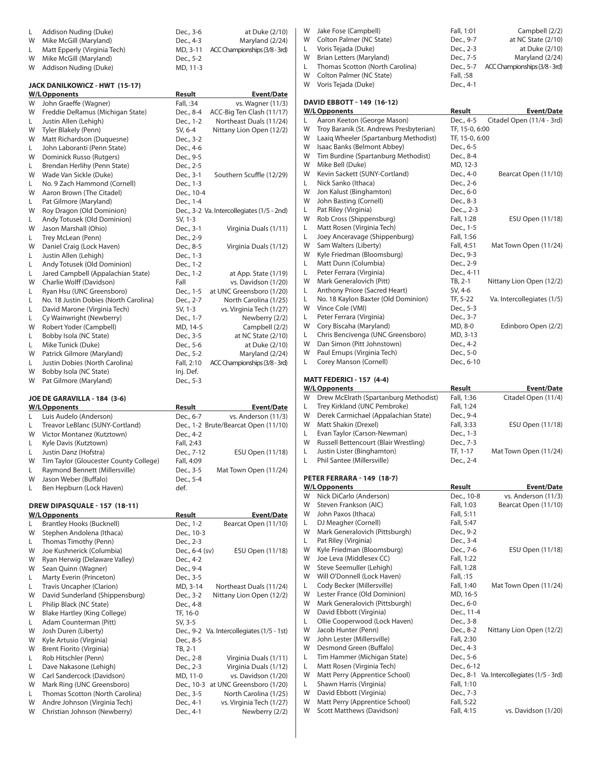| W/L | Opponents | Result | Event/Date |
|---|---|---|---|
| L | Addison Nuding (Duke) | Dec., 3-6 | at Duke (2/10) |
| W | Mike McGill (Maryland) | Dec., 4-3 | Maryland (2/24) |
| L | Matt Epperly (Virginia Tech) | MD, 3-11 | ACC Championships (3/8 - 3rd) |
| W | Mike McGill (Maryland) | Dec., 5-2 | |
| W | Addison Nuding (Duke) | MD, 11-3 | |

### JACK DANILKOWICZ - HWT (15-17)

| W/L | Opponents | Result | Event/Date |
|---|---|---|---|
| W | John Graeffe (Wagner) | Fall, :34 | vs. Wagner (11/3) |
| W | Freddie DeRamus (Michigan State) | Dec., 8-4 | ACC-Big Ten Clash (11/17) |
| L | Justin Allen (Lehigh) | Dec., 1-2 | Northeast Duals (11/24) |
| W | Tyler Blakely (Penn) | SV, 6-4 | Nittany Lion Open (12/2) |
| W | Matt Richardson (Duquesne) | Dec., 3-2 | |
| L | John Laboranti (Penn State) | Dec., 4-6 | |
| W | Dominick Russo (Rutgers) | Dec., 9-5 | |
| L | Brendan Herlihy (Penn State) | Dec., 2-5 | |
| W | Wade Van Sickle (Duke) | Dec., 3-1 | Southern Scuffle (12/29) |
| L | No. 9 Zach Hammond (Cornell) | Dec., 1-3 | |
| W | Aaron Brown (The Citadel) | Dec., 10-4 | |
| L | Pat Gilmore (Maryland) | Dec., 1-4 | |
| W | Roy Dragon (Old Dominion) | Dec., 3-2 | Va. Intercollegiates (1/5 - 2nd) |
| L | Andy Totusek (Old Dominion) | SV, 1-3 | |
| W | Jason Marshall (Ohio) | Dec., 3-1 | Virginia Duals (1/11) |
| L | Trey McLean (Penn) | Dec., 2-9 | |
| W | Daniel Craig (Lock Haven) | Dec., 8-5 | Virginia Duals (1/12) |
| L | Justin Allen (Lehigh) | Dec., 1-3 | |
| L | Andy Totusek (Old Dominion) | Dec., 1-2 | |
| L | Jared Campbell (Appalachian State) | Dec., 1-2 | at App. State (1/19) |
| W | Charlie Wolff (Davidson) | Fall | vs. Davidson (1/20) |
| L | Ryan Hsu (UNC Greensboro) | Dec., 1-5 | at UNC Greensboro (1/20) |
| L | No. 18 Justin Dobies (North Carolina) | Dec., 2-7 | North Carolina (1/25) |
| L | David Marone (Virginia Tech) | SV, 1-3 | vs. Virginia Tech (1/27) |
| L | Cy Wainwright (Newberry) | Dec., 1-7 | Newberry (2/2) |
| W | Robert Yoder (Campbell) | MD, 14-5 | Campbell (2/2) |
| L | Bobby Isola (NC State) | Dec., 3-5 | at NC State (2/10) |
| L | Mike Tunick (Duke) | Dec., 5-6 | at Duke (2/10) |
| W | Patrick Gilmore (Maryland) | Dec., 5-2 | Maryland (2/24) |
| L | Justin Dobies (North Carolina) | Fall, 2:10 | ACC Championships (3/8 - 3rd) |
| W | Bobby Isola (NC State) | Inj. Def. | |
| W | Pat Gilmore (Maryland) | Dec., 5-3 | |

### JOE DE GARAVILLA - 184 (3-6)

| W/L | Opponents | Result | Event/Date |
|---|---|---|---|
| L | Luis Audelo (Anderson) | Dec., 6-7 | vs. Anderson (11/3) |
| L | Treavor LeBlanc (SUNY-Cortland) | Dec., 1-2 | Brute/Bearcat Open (11/10) |
| W | Victor Montanez (Kutztown) | Dec., 4-2 | |
| L | Kyle Davis (Kutztown) | Fall, 2:43 | |
| L | Justin Danz (Hofstra) | Dec., 7-12 | ESU Open (11/18) |
| W | Tim Taylor (Gloucester County College) | Fall, 4:09 | |
| L | Raymond Bennett (Millersville) | Dec., 3-5 | Mat Town Open (11/24) |
| W | Jason Weber (Buffalo) | Dec., 5-4 | |
| L | Ben Hepburn (Lock Haven) | def. | |

### DREW DIPASQUALE - 157 (18-11)

| W/L | Opponents | Result | Event/Date |
|---|---|---|---|
| L | Brantley Hooks (Bucknell) | Dec., 1-2 | Bearcat Open (11/10) |
| W | Stephen Andolena (Ithaca) | Dec., 10-3 | |
| L | Thomas Timothy (Penn) | Dec., 2-3 | |
| W | Joe Kushnerick (Columbia) | Dec., 6-4 (sv) | ESU Open (11/18) |
| W | Ryan Herwig (Delaware Valley) | Dec., 4-2 | |
| W | Sean Quinn (Wagner) | Dec., 9-4 | |
| L | Marty Everin (Princeton) | Dec., 3-5 | |
| L | Travis Uncapher (Clarion) | MD, 3-14 | Northeast Duals (11/24) |
| W | David Sunderland (Shippensburg) | Dec., 3-2 | Nittany Lion Open (12/2) |
| L | Philip Black (NC State) | Dec., 4-8 | |
| W | Blake Hartley (King College) | TF, 16-0 | |
| L | Adam Counterman (Pitt) | SV, 3-5 | |
| W | Josh Duren (Liberty) | Dec., 9-2 | Va. Intercollegiates (1/5 - 1st) |
| W | Kyle Artusio (Virginia) | Dec., 8-5 | |
| W | Brent Fiorito (Virginia) | TB, 2-1 | |
| L | Rob Hitschler (Penn) | Dec., 2-8 | Virginia Duals (1/11) |
| L | Dave Nakasone (Lehigh) | Dec., 2-3 | Virginia Duals (1/12) |
| W | Carl Sandercock (Davidson) | MD, 11-0 | vs. Davidson (1/20) |
| W | Mark Ring (UNC Greensboro) | Dec., 10-3 | at UNC Greensboro (1/20) |
| L | Thomas Scotton (North Carolina) | Dec., 3-5 | North Carolina (1/25) |
| W | Andre Johnson (Virginia Tech) | Dec., 4-1 | vs. Virginia Tech (1/27) |
| W | Christian Johnson (Newberry) | Dec., 4-1 | Newberry (2/2) |
| W | Jake Fose (Campbell) | Fall, 1:01 | Campbell (2/2) |
| W | Colton Palmer (NC State) | Dec., 9-7 | at NC State (2/10) |
| L | Voris Tejada (Duke) | Dec., 2-3 | at Duke (2/10) |
| W | Brian Letters (Maryland) | Dec., 7-5 | Maryland (2/24) |
| L | Thomas Scotton (North Carolina) | Dec., 5-7 | ACC Championships (3/8 - 3rd) |
| W | Colton Palmer (NC State) | Fall, :58 | |
| W | Voris Tejada (Duke) | Dec., 4-1 | |

### DAVID EBBOTT - 149 (16-12)

| W/L | Opponents | Result | Event/Date |
|---|---|---|---|
| L | Aaron Keeton (George Mason) | Dec., 4-5 | Citadel Open (11/4 - 3rd) |
| W | Troy Baranik (St. Andrews Presbyterian) | TF, 15-0, 6:00 | |
| W | Laaiq Wheeler (Spartanburg Methodist) | TF, 15-0, 6:00 | |
| W | Isaac Banks (Belmont Abbey) | Dec., 6-5 | |
| W | Tim Burdine (Spartanburg Methodist) | Dec., 8-4 | |
| W | Mike Bell (Duke) | MD, 12-3 | |
| W | Kevin Sackett (SUNY-Cortland) | Dec., 4-0 | Bearcat Open (11/10) |
| L | Nick Sanko (Ithaca) | Dec., 2-6 | |
| W | Jon Kalust (Binghamton) | Dec., 6-0 | |
| W | John Basting (Cornell) | Dec., 8-3 | |
| L | Pat Riley (Virginia) | Dec.,, 2-3 | |
| W | Rob Cross (Shippensburg) | Fall, 1:28 | ESU Open (11/18) |
| L | Matt Rosen (Virginia Tech) | Dec., 1-5 | |
| L | Joey Anceravage (Shippenburg) | Fall, 1:56 | |
| W | Sam Walters (Liberty) | Fall, 4:51 | Mat Town Open (11/24) |
| W | Kyle Friedman (Bloomsburg) | Dec., 9-3 | |
| L | Matt Dunn (Columbia) | Dec., 2-9 | |
| L | Peter Ferrara (Virginia) | Dec., 4-11 | |
| W | Mark Generalovich (Pitt) | TB, 2-1 | Nittany Lion Open (12/2) |
| L | Anthony Priore (Sacred Heart) | SV, 4-6 | |
| L | No. 18 Kaylon Baxter (Old Dominion) | TF, 5-22 | Va. Intercollegiates (1/5) |
| W | Vince Cole (VMI) | Dec., 5-3 | |
| L | Peter Ferrara (Virginia) | Dec., 3-7 | |
| W | Cory Biscaha (Maryland) | MD, 8-0 | Edinboro Open (2/2) |
| L | Chris Bencivenga (UNC Greensboro) | MD, 3-13 | |
| W | Dan Simon (Pitt Johnstown) | Dec., 4-2 | |
| W | Paul Ernups (Virginia Tech) | Dec., 5-0 | |
| L | Corey Manson (Cornell) | Dec., 6-10 | |

### MATT FEDERICI - 157 (4-4)

| W/L | Opponents | Result | Event/Date |
|---|---|---|---|
| W | Drew McElrath (Spartanburg Methodist) | Fall, 1:36 | Citadel Open (11/4) |
| L | Trey Kirkland (UNC Pembroke) | Fall, 1:24 | |
| W | Derek Carmichael (Appalachian State) | Dec., 9-4 | |
| W | Matt Shakin (Drexel) | Fall, 3:33 | ESU Open (11/18) |
| L | Evan Taylor (Carson-Newman) | Dec., 1-3 | |
| W | Russell Bettencourt (Blair Wrestling) | Dec., 7-3 | |
| L | Justin Lister (Binghamton) | TF, 1-17 | Mat Town Open (11/24) |
| L | Phil Santee (Millersville) | Dec., 2-4 | |

### PETER FERRARA - 149 (18-7)

| W/L | Opponents | Result | Event/Date |
|---|---|---|---|
| W | Nick DiCarlo (Anderson) | Dec., 10-8 | vs. Anderson (11/3) |
| W | Steven Frankson (AIC) | Fall, 1:03 | Bearcat Open (11/10) |
| W | John Paxos (Ithaca) | Fall, 5:11 | |
| L | DJ Meagher (Cornell) | Fall, 5:47 | |
| W | Mark Generalovich (Pittsburgh) | Dec., 9-2 | |
| L | Pat Riley (Virginia) | Dec., 3-4 | |
| W | Kyle Friedman (Bloomsburg) | Dec., 7-6 | ESU Open (11/18) |
| W | Joe Leva (Middlesex CC) | Fall, 1:22 | |
| W | Steve Seemuller (Lehigh) | Fall, 1:28 | |
| W | Will O'Donnell (Lock Haven) | Fall, :15 | |
| L | Cody Becker (Millersville) | Fall, 1:40 | Mat Town Open (11/24) |
| W | Lester France (Old Dominion) | MD, 16-5 | |
| W | Mark Generalovich (Pittsburgh) | Dec., 6-0 | |
| W | David Ebbott (Virginia) | Dec., 11-4 | |
| L | Ollie Cooperwood (Lock Haven) | Dec., 3-8 | |
| W | Jacob Hunter (Penn) | Dec., 8-2 | Nittany Lion Open (12/2) |
| W | John Lester (Millersville) | Fall, 2:30 | |
| W | Desmond Green (Buffalo) | Dec., 4-3 | |
| L | Tim Hammer (Michigan State) | Dec., 5-6 | |
| L | Matt Rosen (Virginia Tech) | Dec., 6-12 | |
| W | Matt Perry (Apprentice School) | Dec., 8-1 | Va. Intercollegiates (1/5 - 3rd) |
| L | Shawn Harris (Virginia) | Fall, 1:10 | |
| W | David Ebbott (Virginia) | Dec., 7-3 | |
| W | Matt Perry (Apprentice School) | Fall, 5:22 | |
| W | Scott Matthews (Davidson) | Fall, 4:15 | vs. Davidson (1/20) |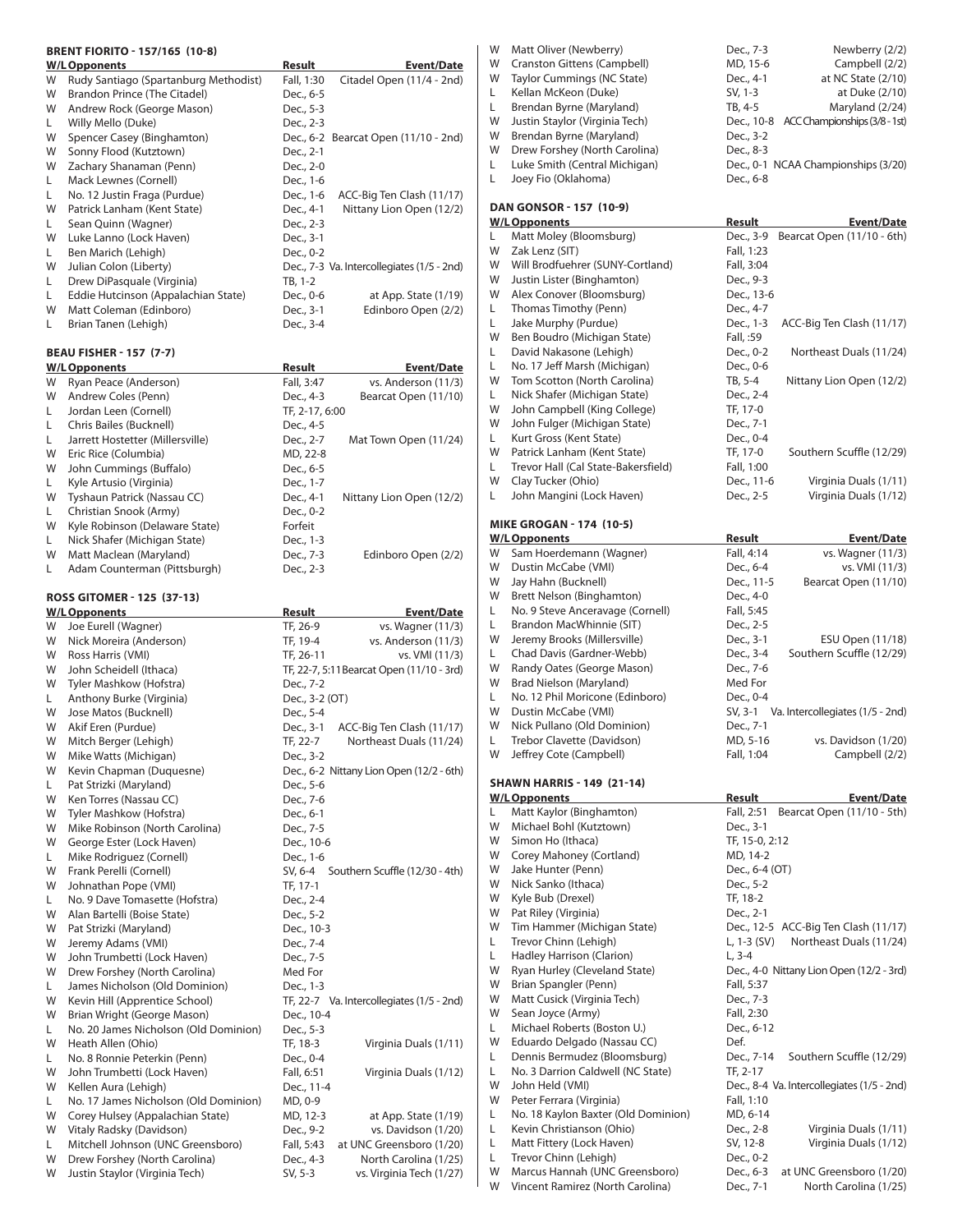### BRENT FIORITO - 157/165 (10-8)

| W/L | Opponents | Result | Event/Date |
|---|---|---|---|
| W | Rudy Santiago (Spartanburg Methodist) | Fall, 1:30 | Citadel Open (11/4 - 2nd) |
| W | Brandon Prince (The Citadel) | Dec., 6-5 | |
| W | Andrew Rock (George Mason) | Dec., 5-3 | |
| L | Willy Mello (Duke) | Dec., 2-3 | |
| W | Spencer Casey (Binghamton) | Dec., 6-2 | Bearcat Open (11/10 - 2nd) |
| W | Sonny Flood (Kutztown) | Dec., 2-1 | |
| W | Zachary Shanaman (Penn) | Dec., 2-0 | |
| L | Mack Lewnes (Cornell) | Dec., 1-6 | |
| L | No. 12 Justin Fraga (Purdue) | Dec., 1-6 | ACC-Big Ten Clash (11/17) |
| W | Patrick Lanham (Kent State) | Dec., 4-1 | Nittany Lion Open (12/2) |
| L | Sean Quinn (Wagner) | Dec., 2-3 | |
| W | Luke Lanno (Lock Haven) | Dec., 3-1 | |
| L | Ben Marich (Lehigh) | Dec., 0-2 | |
| W | Julian Colon (Liberty) | Dec., 7-3 | Va. Intercollegiates (1/5 - 2nd) |
| L | Drew DiPasquale (Virginia) | TB, 1-2 | |
| L | Eddie Hutcinson (Appalachian State) | Dec., 0-6 | at App. State (1/19) |
| W | Matt Coleman (Edinboro) | Dec., 3-1 | Edinboro Open (2/2) |
| L | Brian Tanen (Lehigh) | Dec., 3-4 | |

### BEAU FISHER - 157 (7-7)

| W/L | Opponents | Result | Event/Date |
|---|---|---|---|
| W | Ryan Peace (Anderson) | Fall, 3:47 | vs. Anderson (11/3) |
| W | Andrew Coles (Penn) | Dec., 4-3 | Bearcat Open (11/10) |
| L | Jordan Leen (Cornell) | TF, 2-17, 6:00 | |
| L | Chris Bailes (Bucknell) | Dec., 4-5 | |
| L | Jarrett Hostetter (Millersville) | Dec., 2-7 | Mat Town Open (11/24) |
| W | Eric Rice (Columbia) | MD, 22-8 | |
| W | John Cummings (Buffalo) | Dec., 6-5 | |
| L | Kyle Artusio (Virginia) | Dec., 1-7 | |
| W | Tyshaun Patrick (Nassau CC) | Dec., 4-1 | Nittany Lion Open (12/2) |
| L | Christian Snook (Army) | Dec., 0-2 | |
| W | Kyle Robinson (Delaware State) | Forfeit | |
| L | Nick Shafer (Michigan State) | Dec., 1-3 | |
| W | Matt Maclean (Maryland) | Dec., 7-3 | Edinboro Open (2/2) |
| L | Adam Counterman (Pittsburgh) | Dec., 2-3 | |

### ROSS GITOMER - 125 (37-13)

| W/L | Opponents | Result | Event/Date |
|---|---|---|---|
| W | Joe Eurell (Wagner) | TF, 26-9 | vs. Wagner (11/3) |
| W | Nick Moreira (Anderson) | TF, 19-4 | vs. Anderson (11/3) |
| W | Ross Harris (VMI) | TF, 26-11 | vs. VMI (11/3) |
| W | John Scheidell (Ithaca) | TF, 22-7, 5:11 | Bearcat Open (11/10 - 3rd) |
| W | Tyler Mashkow (Hofstra) | Dec., 7-2 | |
| L | Anthony Burke (Virginia) | Dec., 3-2 (OT) | |
| W | Jose Matos (Bucknell) | Dec., 5-4 | |
| W | Akif Eren (Purdue) | Dec., 3-1 | ACC-Big Ten Clash (11/17) |
| W | Mitch Berger (Lehigh) | TF, 22-7 | Northeast Duals (11/24) |
| W | Mike Watts (Michigan) | Dec., 3-2 | |
| W | Kevin Chapman (Duquesne) | Dec., 6-2 | Nittany Lion Open (12/2 - 6th) |
| L | Pat Strizki (Maryland) | Dec., 5-6 | |
| W | Ken Torres (Nassau CC) | Dec., 7-6 | |
| W | Tyler Mashkow (Hofstra) | Dec., 6-1 | |
| W | Mike Robinson (North Carolina) | Dec., 7-5 | |
| W | George Ester (Lock Haven) | Dec., 10-6 | |
| L | Mike Rodriguez (Cornell) | Dec., 1-6 | |
| W | Frank Perelli (Cornell) | SV, 6-4 | Southern Scuffle (12/30 - 4th) |
| W | Johnathan Pope (VMI) | TF, 17-1 | |
| L | No. 9 Dave Tomasette (Hofstra) | Dec., 2-4 | |
| W | Alan Bartelli (Boise State) | Dec., 5-2 | |
| W | Pat Strizki (Maryland) | Dec., 10-3 | |
| W | Jeremy Adams (VMI) | Dec., 7-4 | |
| W | John Trumbetti (Lock Haven) | Dec., 7-5 | |
| W | Drew Forshey (North Carolina) | Med For | |
| L | James Nicholson (Old Dominion) | Dec., 1-3 | |
| W | Kevin Hill (Apprentice School) | TF, 22-7 | Va. Intercollegiates (1/5 - 2nd) |
| W | Brian Wright (George Mason) | Dec., 10-4 | |
| L | No. 20 James Nicholson (Old Dominion) | Dec., 5-3 | |
| W | Heath Allen (Ohio) | TF, 18-3 | Virginia Duals (1/11) |
| L | No. 8 Ronnie Peterkin (Penn) | Dec., 0-4 | |
| W | John Trumbetti (Lock Haven) | Fall, 6:51 | Virginia Duals (1/12) |
| W | Kellen Aura (Lehigh) | Dec., 11-4 | |
| L | No. 17 James Nicholson (Old Dominion) | MD, 0-9 | |
| W | Corey Hulsey (Appalachian State) | MD, 12-3 | at App. State (1/19) |
| W | Vitaly Radsky (Davidson) | Dec., 9-2 | vs. Davidson (1/20) |
| L | Mitchell Johnson (UNC Greensboro) | Fall, 5:43 | at UNC Greensboro (1/20) |
| W | Drew Forshey (North Carolina) | Dec., 4-3 | North Carolina (1/25) |
| W | Justin Staylor (Virginia Tech) | SV, 5-3 | vs. Virginia Tech (1/27) |
| W | Matt Oliver (Newberry) | Dec., 7-3 | Newberry (2/2) |
| W | Cranston Gittens (Campbell) | MD, 15-6 | Campbell (2/2) |
| W | Taylor Cummings (NC State) | Dec., 4-1 | at NC State (2/10) |
| L | Kellan McKeon (Duke) | SV, 1-3 | at Duke (2/10) |
| L | Brendan Byrne (Maryland) | TB, 4-5 | Maryland (2/24) |
| W | Justin Staylor (Virginia Tech) | Dec., 10-8 | ACC Championships (3/8 - 1st) |
| W | Brendan Byrne (Maryland) | Dec., 3-2 | |
| W | Drew Forshey (North Carolina) | Dec., 8-3 | |
| L | Luke Smith (Central Michigan) | Dec., 0-1 | NCAA Championships (3/20) |
| L | Joey Fio (Oklahoma) | Dec., 6-8 | |

### DAN GONSOR - 157 (10-9)

| W/L | Opponents | Result | Event/Date |
|---|---|---|---|
| L | Matt Moley (Bloomsburg) | Dec., 3-9 | Bearcat Open (11/10 - 6th) |
| W | Zak Lenz (SIT) | Fall, 1:23 | |
| W | Will Brodfuehrer (SUNY-Cortland) | Fall, 3:04 | |
| W | Justin Lister (Binghamton) | Dec., 9-3 | |
| W | Alex Conover (Bloomsburg) | Dec., 13-6 | |
| L | Thomas Timothy (Penn) | Dec., 4-7 | |
| L | Jake Murphy (Purdue) | Dec., 1-3 | ACC-Big Ten Clash (11/17) |
| W | Ben Boudro (Michigan State) | Fall, :59 | |
| L | David Nakasone (Lehigh) | Dec., 0-2 | Northeast Duals (11/24) |
| L | No. 17 Jeff Marsh (Michigan) | Dec., 0-6 | |
| W | Tom Scotton (North Carolina) | TB, 5-4 | Nittany Lion Open (12/2) |
| L | Nick Shafer (Michigan State) | Dec., 2-4 | |
| W | John Campbell (King College) | TF, 17-0 | |
| W | John Fulger (Michigan State) | Dec., 7-1 | |
| L | Kurt Gross (Kent State) | Dec., 0-4 | |
| W | Patrick Lanham (Kent State) | TF, 17-0 | Southern Scuffle (12/29) |
| L | Trevor Hall (Cal State-Bakersfield) | Fall, 1:00 | |
| W | Clay Tucker (Ohio) | Dec., 11-6 | Virginia Duals (1/11) |
| L | John Mangini (Lock Haven) | Dec., 2-5 | Virginia Duals (1/12) |

### MIKE GROGAN - 174 (10-5)

| W/L | Opponents | Result | Event/Date |
|---|---|---|---|
| W | Sam Hoerdemann (Wagner) | Fall, 4:14 | vs. Wagner (11/3) |
| W | Dustin McCabe (VMI) | Dec., 6-4 | vs. VMI (11/3) |
| W | Jay Hahn (Bucknell) | Dec., 11-5 | Bearcat Open (11/10) |
| W | Brett Nelson (Binghamton) | Dec., 4-0 | |
| L | No. 9 Steve Anceravage (Cornell) | Fall, 5:45 | |
| L | Brandon MacWhinnie (SIT) | Dec., 2-5 | |
| W | Jeremy Brooks (Millersville) | Dec., 3-1 | ESU Open (11/18) |
| L | Chad Davis (Gardner-Webb) | Dec., 3-4 | Southern Scuffle (12/29) |
| W | Randy Oates (George Mason) | Dec., 7-6 | |
| W | Brad Nielson (Maryland) | Med For | |
| L | No. 12 Phil Moricone (Edinboro) | Dec., 0-4 | |
| W | Dustin McCabe (VMI) | SV, 3-1 | Va. Intercollegiates (1/5 - 2nd) |
| W | Nick Pullano (Old Dominion) | Dec., 7-1 | |
| L | Trebor Clavette (Davidson) | MD, 5-16 | vs. Davidson (1/20) |
| W | Jeffrey Cote (Campbell) | Fall, 1:04 | Campbell (2/2) |

### SHAWN HARRIS - 149 (21-14)

| W/L | Opponents | Result | Event/Date |
|---|---|---|---|
| L | Matt Kaylor (Binghamton) | Fall, 2:51 | Bearcat Open (11/10 - 5th) |
| W | Michael Bohl (Kutztown) | Dec., 3-1 | |
| W | Simon Ho (Ithaca) | TF, 15-0, 2:12 | |
| W | Corey Mahoney (Cortland) | MD, 14-2 | |
| W | Jake Hunter (Penn) | Dec., 6-4 (OT) | |
| W | Nick Sanko (Ithaca) | Dec., 5-2 | |
| W | Kyle Bub (Drexel) | TF, 18-2 | |
| W | Pat Riley (Virginia) | Dec., 2-1 | |
| W | Tim Hammer (Michigan State) | Dec., 12-5 | ACC-Big Ten Clash (11/17) |
| L | Trevor Chinn (Lehigh) | L, 1-3 (SV) | Northeast Duals (11/24) |
| L | Hadley Harrison (Clarion) | L, 3-4 | |
| W | Ryan Hurley (Cleveland State) | Dec., 4-0 | Nittany Lion Open (12/2 - 3rd) |
| W | Brian Spangler (Penn) | Fall, 5:37 | |
| W | Matt Cusick (Virginia Tech) | Dec., 7-3 | |
| W | Sean Joyce (Army) | Fall, 2:30 | |
| L | Michael Roberts (Boston U.) | Dec., 6-12 | |
| W | Eduardo Delgado (Nassau CC) | Def. | |
| L | Dennis Bermudez (Bloomsburg) | Dec., 7-14 | Southern Scuffle (12/29) |
| L | No. 3 Darrion Caldwell (NC State) | TF, 2-17 | |
| W | John Held (VMI) | Dec., 8-4 | Va. Intercollegiates (1/5 - 2nd) |
| W | Peter Ferrara (Virginia) | Fall, 1:10 | |
| L | No. 18 Kaylon Baxter (Old Dominion) | MD, 6-14 | |
| L | Kevin Christianson (Ohio) | Dec., 2-8 | Virginia Duals (1/11) |
| L | Matt Fittery (Lock Haven) | SV, 12-8 | Virginia Duals (1/12) |
| L | Trevor Chinn (Lehigh) | Dec., 0-2 | |
| W | Marcus Hannah (UNC Greensboro) | Dec., 6-3 | at UNC Greensboro (1/20) |
| W | Vincent Ramirez (North Carolina) | Dec., 7-1 | North Carolina (1/25) |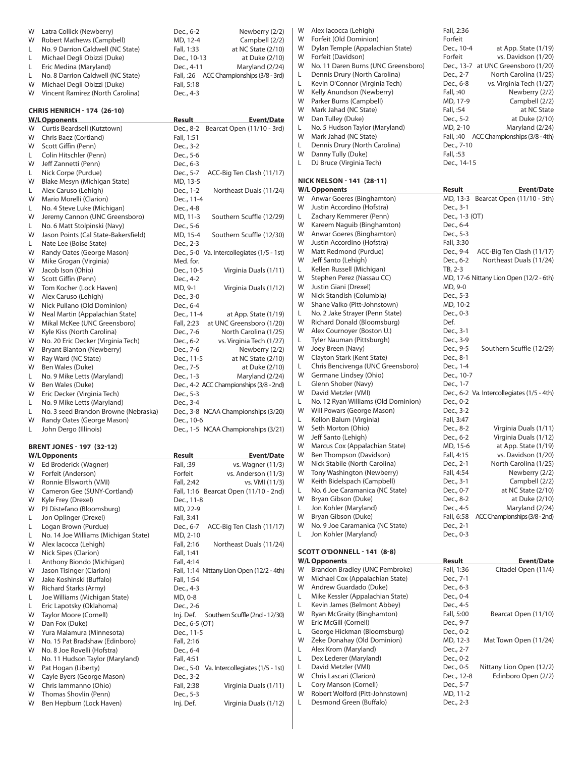| W/L | Opponents | Result | Event/Date |
|---|---|---|---|
| W | Latra Collick (Newberry) | Dec., 6-2 | Newberry (2/2) |
| W | Robert Mathews (Campbell) | MD, 12-4 | Campbell (2/2) |
| L | No. 9 Darrion Caldwell (NC State) | Fall, 1:33 | at NC State (2/10) |
| L | Michael Degli Obizzi (Duke) | Dec., 10-13 | at Duke (2/10) |
| L | Eric Medina (Maryland) | Dec., 4-11 | Maryland (2/24) |
| L | No. 8 Darrion Caldwell (NC State) | Fall, :26 | ACC Championships (3/8 - 3rd) |
| W | Michael Degli Obizzi (Duke) | Fall, 5:18 | |
| W | Vincent Ramirez (North Carolina) | Dec., 4-3 | |

### CHRIS HENRICH - 174 (26-10)

| W/L | Opponents | Result | Event/Date |
|---|---|---|---|
| W | Curtis Beardsell (Kutztown) | Dec., 8-2 | Bearcat Open (11/10 - 3rd) |
| W | Chris Baez (Cortland) | Fall, 1:51 | |
| W | Scott Giffin (Penn) | Dec., 3-2 | |
| L | Colin Hitschler (Penn) | Dec., 5-6 | |
| W | Jeff Zannetti (Penn) | Dec., 6-3 | |
| L | Nick Corpe (Purdue) | Dec., 5-7 | ACC-Big Ten Clash (11/17) |
| W | Blake Mesyn (Michigan State) | MD, 13-5 | |
| L | Alex Caruso (Lehigh) | Dec., 1-2 | Northeast Duals (11/24) |
| W | Mario Morelli (Clarion) | Dec., 11-4 | |
| L | No. 4 Steve Luke (Michigan) | Dec., 4-8 | |
| W | Jeremy Cannon (UNC Greensboro) | MD, 11-3 | Southern Scuffle (12/29) |
| L | No. 6 Matt Stolpinski (Navy) | Dec., 5-6 | |
| W | Jason Points (Cal State-Bakersfield) | MD, 15-4 | Southern Scuffle (12/30) |
| L | Nate Lee (Boise State) | Dec., 2-3 | |
| W | Randy Oates (George Mason) | Dec., 5-0 | Va. Intercollegiates (1/5 - 1st) |
| W | Mike Grogan (Virginia) | Med. for. | |
| W | Jacob Ison (Ohio) | Dec., 10-5 | Virginia Duals (1/11) |
| W | Scott Giffin (Penn) | Dec., 4-2 | |
| W | Tom Kocher (Lock Haven) | MD, 9-1 | Virginia Duals (1/12) |
| W | Alex Caruso (Lehigh) | Dec., 3-0 | |
| W | Nick Pullano (Old Dominion) | Dec., 6-4 | |
| W | Neal Martin (Appalachian State) | Dec., 11-4 | at App. State (1/19) |
| W | Mikal McKee (UNC Greensboro) | Fall, 2:23 | at UNC Greensboro (1/20) |
| W | Kyle Kiss (North Carolina) | Dec., 7-6 | North Carolina (1/25) |
| W | No. 20 Eric Decker (Virginia Tech) | Dec., 6-2 | vs. Virginia Tech (1/27) |
| W | Bryant Blanton (Newberry) | Dec., 7-6 | Newberry (2/2) |
| W | Ray Ward (NC State) | Dec., 11-5 | at NC State (2/10) |
| W | Ben Wales (Duke) | Dec., 7-5 | at Duke (2/10) |
| L | No. 9 Mike Letts (Maryland) | Dec., 1-3 | Maryland (2/24) |
| W | Ben Wales (Duke) | Dec., 4-2 | ACC Championships (3/8 - 2nd) |
| W | Eric Decker (Virginia Tech) | Dec., 5-3 | |
| L | No. 9 Mike Letts (Maryland) | Dec., 3-4 | |
| L | No. 3 seed Brandon Browne (Nebraska) | Dec., 3-8 | NCAA Championships (3/20) |
| W | Randy Oates (George Mason) | Dec., 10-6 | |
| L | John Dergo (Illinois) | Dec., 1-5 | NCAA Championships (3/21) |

### BRENT JONES - 197 (32-12)

| W/L | Opponents | Result | Event/Date |
|---|---|---|---|
| W | Ed Broderick (Wagner) | Fall, :39 | vs. Wagner (11/3) |
| W | Forfeit (Anderson) | Forfeit | vs. Anderson (11/3) |
| W | Ronnie Ellsworth (VMI) | Fall, 2:42 | vs. VMI (11/3) |
| W | Cameron Gee (SUNY-Cortland) | Fall, 1:16 | Bearcat Open (11/10 - 2nd) |
| W | Kyle Frey (Drexel) | Dec., 11-8 | |
| W | PJ Distefano (Bloomsburg) | MD, 22-9 | |
| L | Jon Oplinger (Drexel) | Fall, 3:41 | |
| L | Logan Brown (Purdue) | Dec., 6-7 | ACC-Big Ten Clash (11/17) |
| L | No. 14 Joe Williams (Michigan State) | MD, 2-10 | |
| W | Alex Iacocca (Lehigh) | Fall, 2:16 | Northeast Duals (11/24) |
| W | Nick Sipes (Clarion) | Fall, 1:41 | |
| L | Anthony Biondo (Michigan) | Fall, 4:14 | |
| W | Jason Tisinger (Clarion) | Fall, 1:14 | Nittany Lion Open (12/2 - 4th) |
| W | Jake Koshinski (Buffalo) | Fall, 1:54 | |
| W | Richard Starks (Army) | Dec., 4-3 | |
| L | Joe Williams (Michigan State) | MD, 0-8 | |
| L | Eric Lapotsky (Oklahoma) | Dec., 2-6 | |
| W | Taylor Moore (Cornell) | Inj. Def. | Southern Scuffle (2nd - 12/30) |
| W | Dan Fox (Duke) | Dec., 6-5 (OT) | |
| W | Yura Malamura (Minnesota) | Dec., 11-5 | |
| W | No. 15 Pat Bradshaw (Edinboro) | Fall, 2:16 | |
| W | No. 8 Joe Rovelli (Hofstra) | Dec., 6-4 | |
| L | No. 11 Hudson Taylor (Maryland) | Fall, 4:51 | |
| W | Pat Hogan (Liberty) | Dec., 5-0 | Va. Intercollegiates (1/5 - 1st) |
| W | Cayle Byers (George Mason) | Dec., 3-2 | |
| W | Chris Iammanno (Ohio) | Fall, 2:38 | Virginia Duals (1/11) |
| W | Thomas Shovlin (Penn) | Dec., 5-3 | |
| W | Ben Hepburn (Lock Haven) | Inj. Def. | Virginia Duals (1/12) |
| W | Alex Iacocca (Lehigh) | Fall, 2:36 | |
| W | Forfeit (Old Dominion) | Forfeit | |
| W | Dylan Temple (Appalachian State) | Dec., 10-4 | at App. State (1/19) |
| W | Forfeit (Davidson) | Forfeit | vs. Davidson (1/20) |
| W | No. 11 Daren Burns (UNC Greensboro) | Dec., 13-7 | at UNC Greensboro (1/20) |
| L | Dennis Drury (North Carolina) | Dec., 2-7 | North Carolina (1/25) |
| L | Kevin O'Connor (Virginia Tech) | Dec., 6-8 | vs. Virginia Tech (1/27) |
| W | Kelly Anundson (Newberry) | Fall, :40 | Newberry (2/2) |
| W | Parker Burns (Campbell) | MD, 17-9 | Campbell (2/2) |
| W | Mark Jahad (NC State) | Fall, :54 | at NC State |
| W | Dan Tulley (Duke) | Dec., 5-2 | at Duke (2/10) |
| L | No. 5 Hudson Taylor (Maryland) | MD, 2-10 | Maryland (2/24) |
| W | Mark Jahad (NC State) | Fall, :40 | ACC Championships (3/8 - 4th) |
| L | Dennis Drury (North Carolina) | Dec., 7-10 | |
| W | Danny Tully (Duke) | Fall, :53 | |
| L | DJ Bruce (Virginia Tech) | Dec., 14-15 | |

### NICK NELSON - 141 (28-11)

| W/L | Opponents | Result | Event/Date |
|---|---|---|---|
| W | Anwar Goeres (Binghamton) | MD, 13-3 | Bearcat Open (11/10 - 5th) |
| W | Justin Accordino (Hofstra) | Dec., 3-1 | |
| L | Zachary Kemmerer (Penn) | Dec., 1-3 (OT) | |
| W | Kareem Naguib (Binghamton) | Dec., 6-4 | |
| W | Anwar Goeres (Binghamton) | Dec., 5-3 | |
| W | Justin Accordino (Hofstra) | Fall, 3:30 | |
| W | Matt Redmond (Purdue) | Dec., 9-4 | ACC-Big Ten Clash (11/17) |
| W | Jeff Santo (Lehigh) | Dec., 6-2 | Northeast Duals (11/24) |
| L | Kellen Russell (Michigan) | TB, 2-3 | |
| W | Stephen Perez (Nassau CC) | MD, 17-6 | Nittany Lion Open (12/2 - 6th) |
| W | Justin Giani (Drexel) | MD, 9-0 | |
| W | Nick Standish (Columbia) | Dec., 5-3 | |
| W | Shane Valko (Pitt-Johnstown) | MD, 10-2 | |
| L | No. 2 Jake Strayer (Penn State) | Dec., 0-3 | |
| W | Richard Donald (Bloomsburg) | Def. | |
| W | Alex Cournoyer (Boston U.) | Dec., 3-1 | |
| L | Tyler Nauman (Pittsburgh) | Dec., 3-9 | |
| W | Joey Breen (Navy) | Dec., 9-5 | Southern Scuffle (12/29) |
| W | Clayton Stark (Kent State) | Dec., 8-1 | |
| L | Chris Bencivenga (UNC Greensboro) | Dec., 1-4 | |
| W | Germane Lindsey (Ohio) | Dec., 10-7 | |
| L | Glenn Shober (Navy) | Dec., 1-7 | |
| W | David Metzler (VMI) | Dec., 6-2 | Va. Intercollegiates (1/5 - 4th) |
| L | No. 12 Ryan Williams (Old Dominion) | Dec., 0-2 | |
| W | Will Powars (George Mason) | Dec., 3-2 | |
| L | Kellon Balum (Virginia) | Fall, 3:47 | |
| W | Seth Morton (Ohio) | Dec., 8-2 | Virginia Duals (1/11) |
| W | Jeff Santo (Lehigh) | Dec., 6-2 | Virginia Duals (1/12) |
| W | Marcus Cox (Appalachian State) | MD, 15-6 | at App. State (1/19) |
| W | Ben Thompson (Davidson) | Fall, 4:15 | vs. Davidson (1/20) |
| W | Nick Stabile (North Carolina) | Dec., 2-1 | North Carolina (1/25) |
| W | Tony Washington (Newberry) | Fall, 4:54 | Newberry (2/2) |
| W | Keith Bidelspach (Campbell) | Dec., 3-1 | Campbell (2/2) |
| L | No. 6 Joe Caramanica (NC State) | Dec., 0-7 | at NC State (2/10) |
| W | Bryan Gibson (Duke) | Dec., 8-2 | at Duke (2/10) |
| L | Jon Kohler (Maryland) | Dec., 4-5 | Maryland (2/24) |
| W | Bryan Gibson (Duke) | Fall, 6:58 | ACC Championships (3/8 - 2nd) |
| W | No. 9 Joe Caramanica (NC State) | Dec., 2-1 | |
| L | Jon Kohler (Maryland) | Dec., 0-3 | |

### SCOTT O'DONNELL - 141 (8-8)

| W/L | Opponents | Result | Event/Date |
|---|---|---|---|
| W | Brandon Bradley (UNC Pembroke) | Fall, 1:36 | Citadel Open (11/4) |
| W | Michael Cox (Appalachian State) | Dec., 7-1 | |
| W | Andrew Guardado (Duke) | Dec., 6-3 | |
| L | Mike Kessler (Appalachian State) | Dec., 0-4 | |
| L | Kevin James (Belmont Abbey) | Dec., 4-5 | |
| W | Ryan McGraity (Binghamton) | Fall, 5:00 | Bearcat Open (11/10) |
| W | Eric McGill (Cornell) | Dec., 9-7 | |
| L | George Hickman (Bloomsburg) | Dec., 0-2 | |
| W | Zeke Donahay (Old Dominion) | MD, 12-3 | Mat Town Open (11/24) |
| L | Alex Krom (Maryland) | Dec., 2-7 | |
| L | Dex Lederer (Maryland) | Dec., 0-2 | |
| L | David Metzler (VMI) | Dec., 0-5 | Nittany Lion Open (12/2) |
| W | Chris Lascari (Clarion) | Dec., 12-8 | Edinboro Open (2/2) |
| L | Cory Manson (Cornell) | Dec., 5-7 | |
| W | Robert Wolford (Pitt-Johnstown) | MD, 11-2 | |
| L | Desmond Green (Buffalo) | Dec., 2-3 | |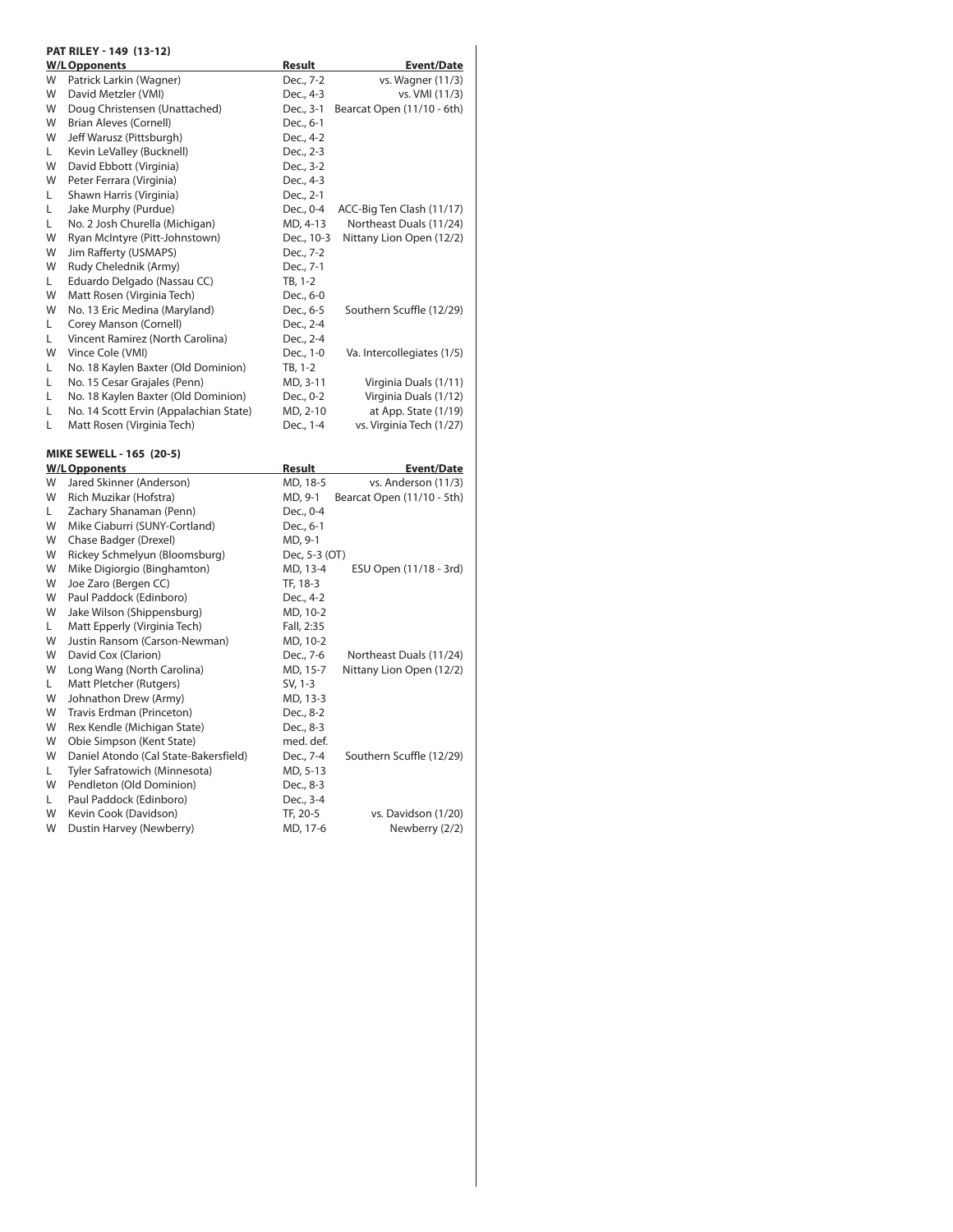**PAT RILEY - 149 (13-12)**

| W/L | Opponents | Result | Event/Date |
|---|---|---|---|
| W | Patrick Larkin (Wagner) | Dec., 7-2 | vs. Wagner (11/3) |
| W | David Metzler (VMI) | Dec., 4-3 | vs. VMI (11/3) |
| W | Doug Christensen (Unattached) | Dec., 3-1 | Bearcat Open (11/10 - 6th) |
| W | Brian Aleves (Cornell) | Dec., 6-1 | |
| W | Jeff Warusz (Pittsburgh) | Dec., 4-2 | |
| L | Kevin LeValley (Bucknell) | Dec., 2-3 | |
| W | David Ebbott (Virginia) | Dec., 3-2 | |
| W | Peter Ferrara (Virginia) | Dec., 4-3 | |
| L | Shawn Harris (Virginia) | Dec., 2-1 | |
| L | Jake Murphy (Purdue) | Dec., 0-4 | ACC-Big Ten Clash (11/17) |
| L | No. 2 Josh Churella (Michigan) | MD, 4-13 | Northeast Duals (11/24) |
| W | Ryan McIntyre (Pitt-Johnstown) | Dec., 10-3 | Nittany Lion Open (12/2) |
| W | Jim Rafferty (USMAPS) | Dec., 7-2 | |
| W | Rudy Chelednik (Army) | Dec., 7-1 | |
| L | Eduardo Delgado (Nassau CC) | TB, 1-2 | |
| W | Matt Rosen (Virginia Tech) | Dec., 6-0 | |
| W | No. 13 Eric Medina (Maryland) | Dec., 6-5 | Southern Scuffle (12/29) |
| L | Corey Manson (Cornell) | Dec., 2-4 | |
| L | Vincent Ramirez (North Carolina) | Dec., 2-4 | |
| W | Vince Cole (VMI) | Dec., 1-0 | Va. Intercollegiates (1/5) |
| L | No. 18 Kaylen Baxter (Old Dominion) | TB, 1-2 | |
| L | No. 15 Cesar Grajales (Penn) | MD, 3-11 | Virginia Duals (1/11) |
| L | No. 18 Kaylen Baxter (Old Dominion) | Dec., 0-2 | Virginia Duals (1/12) |
| L | No. 14 Scott Ervin (Appalachian State) | MD, 2-10 | at App. State (1/19) |
| L | Matt Rosen (Virginia Tech) | Dec., 1-4 | vs. Virginia Tech (1/27) |

**MIKE SEWELL - 165 (20-5)**

| W/L | Opponents | Result | Event/Date |
|---|---|---|---|
| W | Jared Skinner (Anderson) | MD, 18-5 | vs. Anderson (11/3) |
| W | Rich Muzikar (Hofstra) | MD, 9-1 | Bearcat Open (11/10 - 5th) |
| L | Zachary Shanaman (Penn) | Dec., 0-4 | |
| W | Mike Ciaburri (SUNY-Cortland) | Dec., 6-1 | |
| W | Chase Badger (Drexel) | MD, 9-1 | |
| W | Rickey Schmelyun (Bloomsburg) | Dec, 5-3 (OT) | |
| W | Mike Digiorgio (Binghamton) | MD, 13-4 | ESU Open (11/18 - 3rd) |
| W | Joe Zaro (Bergen CC) | TF, 18-3 | |
| W | Paul Paddock (Edinboro) | Dec., 4-2 | |
| W | Jake Wilson (Shippensburg) | MD, 10-2 | |
| L | Matt Epperly (Virginia Tech) | Fall, 2:35 | |
| W | Justin Ransom (Carson-Newman) | MD, 10-2 | |
| W | David Cox (Clarion) | Dec., 7-6 | Northeast Duals (11/24) |
| W | Long Wang (North Carolina) | MD, 15-7 | Nittany Lion Open (12/2) |
| L | Matt Pletcher (Rutgers) | SV, 1-3 | |
| W | Johnathon Drew (Army) | MD, 13-3 | |
| W | Travis Erdman (Princeton) | Dec., 8-2 | |
| W | Rex Kendle (Michigan State) | Dec., 8-3 | |
| W | Obie Simpson (Kent State) | med. def. | |
| W | Daniel Atondo (Cal State-Bakersfield) | Dec., 7-4 | Southern Scuffle (12/29) |
| L | Tyler Safratowich (Minnesota) | MD, 5-13 | |
| W | Pendleton (Old Dominion) | Dec., 8-3 | |
| L | Paul Paddock (Edinboro) | Dec., 3-4 | |
| W | Kevin Cook (Davidson) | TF, 20-5 | vs. Davidson (1/20) |
| W | Dustin Harvey (Newberry) | MD, 17-6 | Newberry (2/2) |